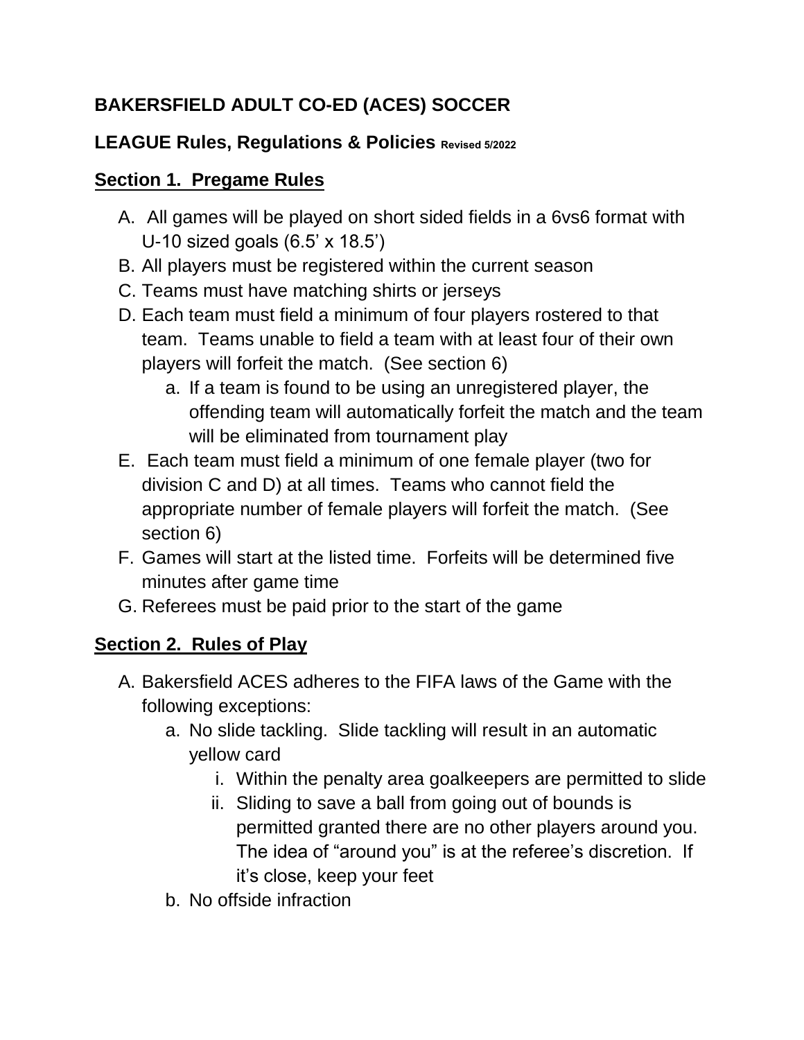# BAKERSFIELD ADULT CO-ED (ACES) SOCCER

## LEAGUE Rules, Regulations & Policies Revised 5/2022

## Section 1. Pregame Rules

A. All games will be played on short sided fields in a 6vs6 format with U-10 sized goals (6.5' x 18.5')

B. All players must be registered within the current season

C. Teams must have matching shirts or jerseys

D. Each team must field a minimum of four players rostered to that team. Teams unable to field a team with at least four of their own players will forfeit the match. (See section 6)

   a. If a team is found to be using an unregistered player, the offending team will automatically forfeit the match and the team will be eliminated from tournament play

E. Each team must field a minimum of one female player (two for division C and D) at all times. Teams who cannot field the appropriate number of female players will forfeit the match. (See section 6)

F. Games will start at the listed time. Forfeits will be determined five minutes after game time

G. Referees must be paid prior to the start of the game

## Section 2. Rules of Play

A. Bakersfield ACES adheres to the FIFA laws of the Game with the following exceptions:

   a. No slide tackling. Slide tackling will result in an automatic yellow card

      i. Within the penalty area goalkeepers are permitted to slide

      ii. Sliding to save a ball from going out of bounds is permitted granted there are no other players around you. The idea of "around you" is at the referee's discretion. If it's close, keep your feet

   b. No offside infraction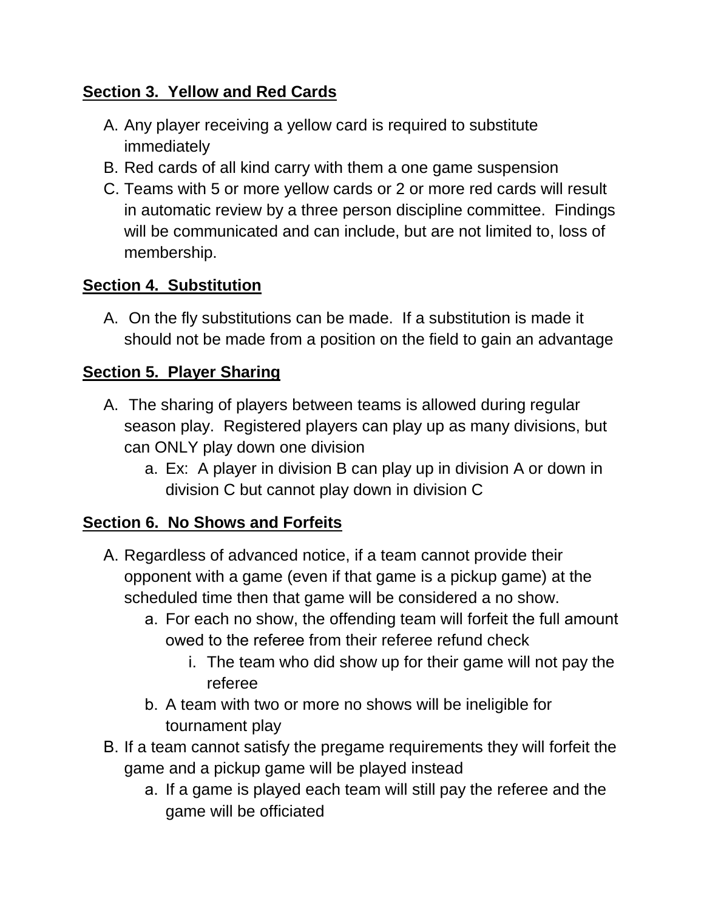**<u>Section 3. Yellow and Red Cards</u>**

A. Any player receiving a yellow card is required to substitute immediately
B. Red cards of all kind carry with them a one game suspension
C. Teams with 5 or more yellow cards or 2 or more red cards will result in automatic review by a three person discipline committee. Findings will be communicated and can include, but are not limited to, loss of membership.

**<u>Section 4. Substitution</u>**

A. On the fly substitutions can be made. If a substitution is made it should not be made from a position on the field to gain an advantage

**<u>Section 5. Player Sharing</u>**

A. The sharing of players between teams is allowed during regular season play. Registered players can play up as many divisions, but can ONLY play down one division
   a. Ex: A player in division B can play up in division A or down in division C but cannot play down in division C

**<u>Section 6. No Shows and Forfeits</u>**

A. Regardless of advanced notice, if a team cannot provide their opponent with a game (even if that game is a pickup game) at the scheduled time then that game will be considered a no show.
   a. For each no show, the offending team will forfeit the full amount owed to the referee from their referee refund check
      i. The team who did show up for their game will not pay the referee
   b. A team with two or more no shows will be ineligible for tournament play
B. If a team cannot satisfy the pregame requirements they will forfeit the game and a pickup game will be played instead
   a. If a game is played each team will still pay the referee and the game will be officiated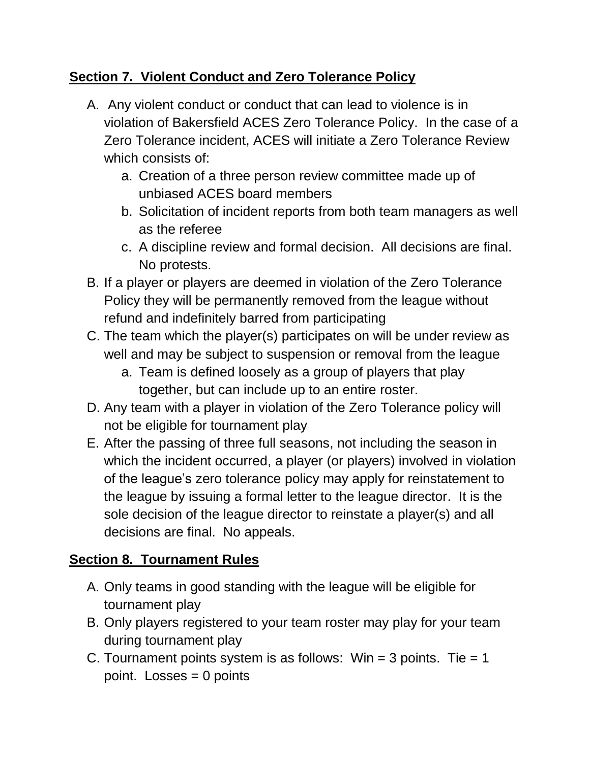## Section 7. Violent Conduct and Zero Tolerance Policy

A. Any violent conduct or conduct that can lead to violence is in violation of Bakersfield ACES Zero Tolerance Policy. In the case of a Zero Tolerance incident, ACES will initiate a Zero Tolerance Review which consists of:
    a. Creation of a three person review committee made up of unbiased ACES board members
    b. Solicitation of incident reports from both team managers as well as the referee
    c. A discipline review and formal decision. All decisions are final. No protests.

B. If a player or players are deemed in violation of the Zero Tolerance Policy they will be permanently removed from the league without refund and indefinitely barred from participating

C. The team which the player(s) participates on will be under review as well and may be subject to suspension or removal from the league
    a. Team is defined loosely as a group of players that play together, but can include up to an entire roster.

D. Any team with a player in violation of the Zero Tolerance policy will not be eligible for tournament play

E. After the passing of three full seasons, not including the season in which the incident occurred, a player (or players) involved in violation of the league's zero tolerance policy may apply for reinstatement to the league by issuing a formal letter to the league director. It is the sole decision of the league director to reinstate a player(s) and all decisions are final. No appeals.

## Section 8. Tournament Rules

A. Only teams in good standing with the league will be eligible for tournament play

B. Only players registered to your team roster may play for your team during tournament play

C. Tournament points system is as follows: Win = 3 points. Tie = 1 point. Losses = 0 points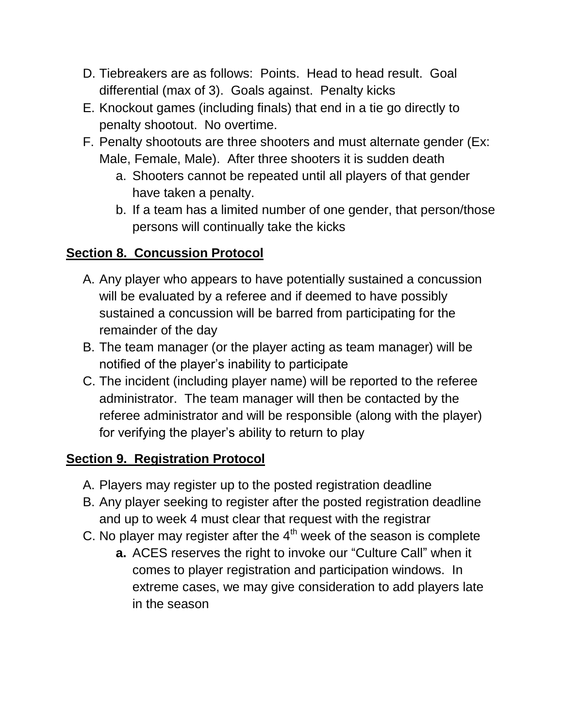D. Tiebreakers are as follows: Points. Head to head result. Goal differential (max of 3). Goals against. Penalty kicks
E. Knockout games (including finals) that end in a tie go directly to penalty shootout. No overtime.
F. Penalty shootouts are three shooters and must alternate gender (Ex: Male, Female, Male). After three shooters it is sudden death
   a. Shooters cannot be repeated until all players of that gender have taken a penalty.
   b. If a team has a limited number of one gender, that person/those persons will continually take the kicks

## Section 8. Concussion Protocol

A. Any player who appears to have potentially sustained a concussion will be evaluated by a referee and if deemed to have possibly sustained a concussion will be barred from participating for the remainder of the day
B. The team manager (or the player acting as team manager) will be notified of the player's inability to participate
C. The incident (including player name) will be reported to the referee administrator. The team manager will then be contacted by the referee administrator and will be responsible (along with the player) for verifying the player's ability to return to play

## Section 9. Registration Protocol

A. Players may register up to the posted registration deadline
B. Any player seeking to register after the posted registration deadline and up to week 4 must clear that request with the registrar
C. No player may register after the 4th week of the season is complete
   **a.** ACES reserves the right to invoke our "Culture Call" when it comes to player registration and participation windows. In extreme cases, we may give consideration to add players late in the season